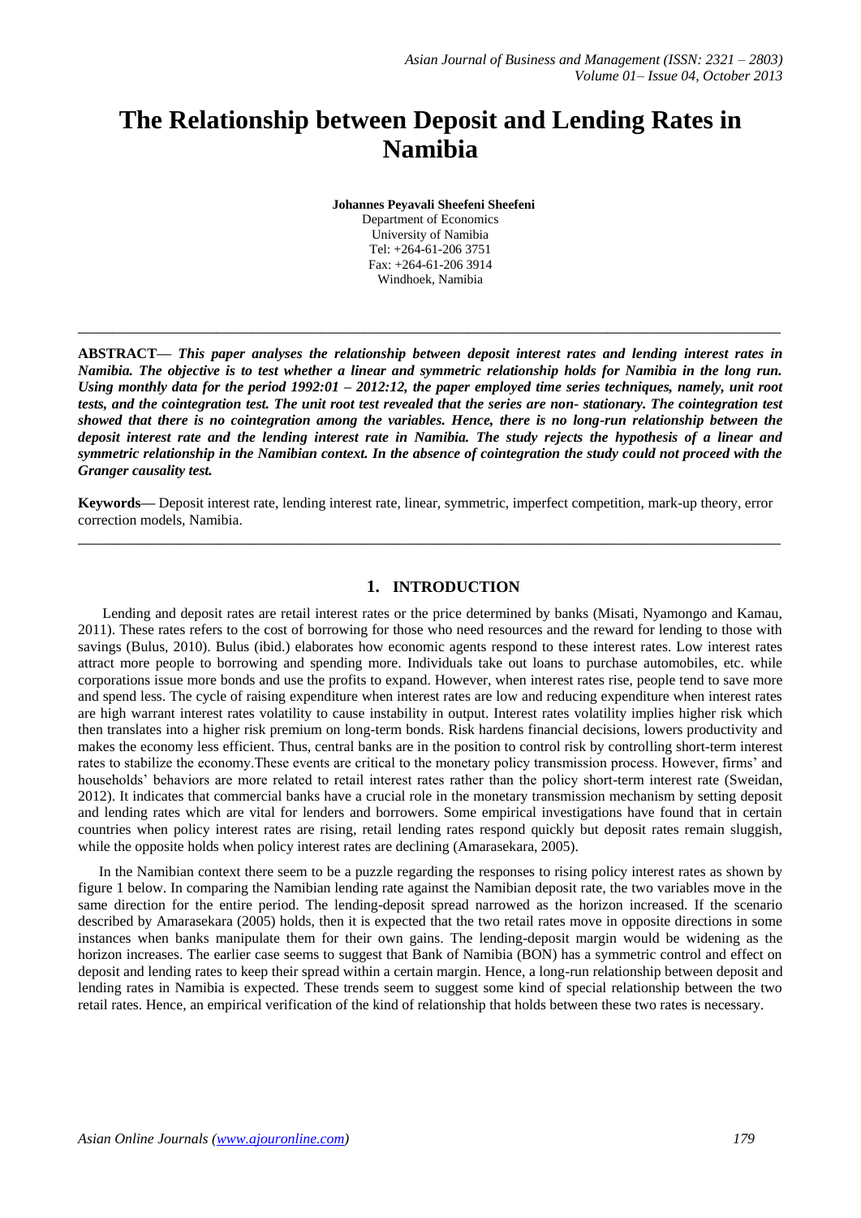# The Relationship between Deposit and Lending Rates in Namibia

**Johannes Peyavali Sheefeni Sheefeni**
Department of Economics
University of Namibia
Tel: +264-61-206 3751
Fax: +264-61-206 3914
Windhoek, Namibia

---

**ABSTRACT—** ***This paper analyses the relationship between deposit interest rates and lending interest rates in Namibia. The objective is to test whether a linear and symmetric relationship holds for Namibia in the long run. Using monthly data for the period 1992:01 – 2012:12, the paper employed time series techniques, namely, unit root tests, and the cointegration test. The unit root test revealed that the series are non- stationary. The cointegration test showed that there is no cointegration among the variables. Hence, there is no long-run relationship between the deposit interest rate and the lending interest rate in Namibia. The study rejects the hypothesis of a linear and symmetric relationship in the Namibian context. In the absence of cointegration the study could not proceed with the Granger causality test.***

**Keywords—** Deposit interest rate, lending interest rate, linear, symmetric, imperfect competition, mark-up theory, error correction models, Namibia.

---

## 1. INTRODUCTION

Lending and deposit rates are retail interest rates or the price determined by banks (Misati, Nyamongo and Kamau, 2011). These rates refers to the cost of borrowing for those who need resources and the reward for lending to those with savings (Bulus, 2010). Bulus (ibid.) elaborates how economic agents respond to these interest rates. Low interest rates attract more people to borrowing and spending more. Individuals take out loans to purchase automobiles, etc. while corporations issue more bonds and use the profits to expand. However, when interest rates rise, people tend to save more and spend less. The cycle of raising expenditure when interest rates are low and reducing expenditure when interest rates are high warrant interest rates volatility to cause instability in output. Interest rates volatility implies higher risk which then translates into a higher risk premium on long-term bonds. Risk hardens financial decisions, lowers productivity and makes the economy less efficient. Thus, central banks are in the position to control risk by controlling short-term interest rates to stabilize the economy.These events are critical to the monetary policy transmission process. However, firms' and households' behaviors are more related to retail interest rates rather than the policy short-term interest rate (Sweidan, 2012). It indicates that commercial banks have a crucial role in the monetary transmission mechanism by setting deposit and lending rates which are vital for lenders and borrowers. Some empirical investigations have found that in certain countries when policy interest rates are rising, retail lending rates respond quickly but deposit rates remain sluggish, while the opposite holds when policy interest rates are declining (Amarasekara, 2005).

In the Namibian context there seem to be a puzzle regarding the responses to rising policy interest rates as shown by figure 1 below. In comparing the Namibian lending rate against the Namibian deposit rate, the two variables move in the same direction for the entire period. The lending-deposit spread narrowed as the horizon increased. If the scenario described by Amarasekara (2005) holds, then it is expected that the two retail rates move in opposite directions in some instances when banks manipulate them for their own gains. The lending-deposit margin would be widening as the horizon increases. The earlier case seems to suggest that Bank of Namibia (BON) has a symmetric control and effect on deposit and lending rates to keep their spread within a certain margin. Hence, a long-run relationship between deposit and lending rates in Namibia is expected. These trends seem to suggest some kind of special relationship between the two retail rates. Hence, an empirical verification of the kind of relationship that holds between these two rates is necessary.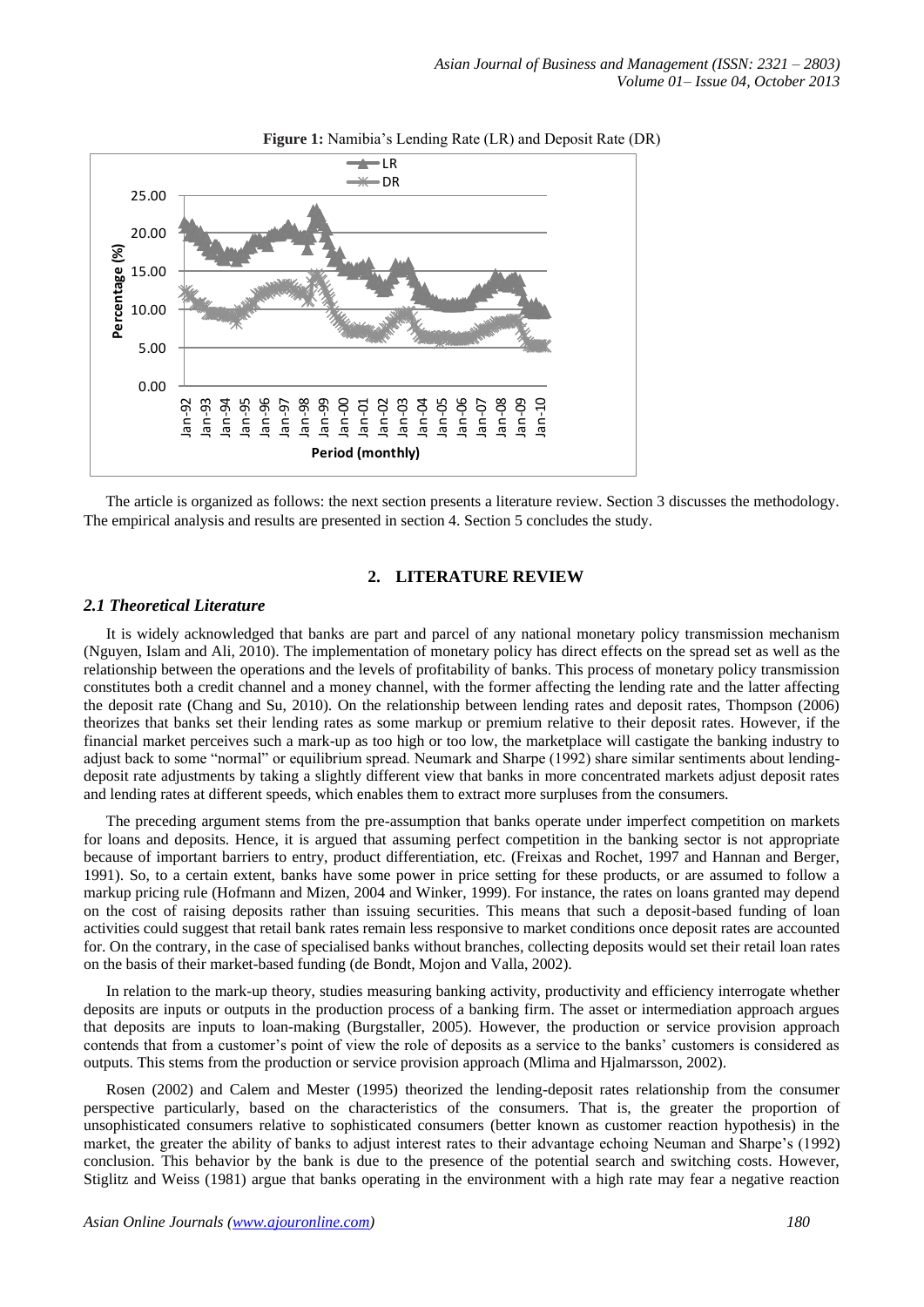**Figure 1:** Namibia's Lending Rate (LR) and Deposit Rate (DR)

LR
DR

25.00
20.00
15.00
10.00
5.00
0.00

Percentage (%)

Jan-92 Jan-93 Jan-94 Jan-95 Jan-96 Jan-97 Jan-98 Jan-99 Jan-00 Jan-01 Jan-02 Jan-03 Jan-04 Jan-05 Jan-06 Jan-07 Jan-08 Jan-09 Jan-10

Period (monthly)

The article is organized as follows: the next section presents a literature review. Section 3 discusses the methodology. The empirical analysis and results are presented in section 4. Section 5 concludes the study.

## 2. LITERATURE REVIEW

### *2.1 Theoretical Literature*

It is widely acknowledged that banks are part and parcel of any national monetary policy transmission mechanism (Nguyen, Islam and Ali, 2010). The implementation of monetary policy has direct effects on the spread set as well as the relationship between the operations and the levels of profitability of banks. This process of monetary policy transmission constitutes both a credit channel and a money channel, with the former affecting the lending rate and the latter affecting the deposit rate (Chang and Su, 2010). On the relationship between lending rates and deposit rates, Thompson (2006) theorizes that banks set their lending rates as some markup or premium relative to their deposit rates. However, if the financial market perceives such a mark-up as too high or too low, the marketplace will castigate the banking industry to adjust back to some "normal" or equilibrium spread. Neumark and Sharpe (1992) share similar sentiments about lending-deposit rate adjustments by taking a slightly different view that banks in more concentrated markets adjust deposit rates and lending rates at different speeds, which enables them to extract more surpluses from the consumers.

The preceding argument stems from the pre-assumption that banks operate under imperfect competition on markets for loans and deposits. Hence, it is argued that assuming perfect competition in the banking sector is not appropriate because of important barriers to entry, product differentiation, etc. (Freixas and Rochet, 1997 and Hannan and Berger, 1991). So, to a certain extent, banks have some power in price setting for these products, or are assumed to follow a markup pricing rule (Hofmann and Mizen, 2004 and Winker, 1999). For instance, the rates on loans granted may depend on the cost of raising deposits rather than issuing securities. This means that such a deposit-based funding of loan activities could suggest that retail bank rates remain less responsive to market conditions once deposit rates are accounted for. On the contrary, in the case of specialised banks without branches, collecting deposits would set their retail loan rates on the basis of their market-based funding (de Bondt, Mojon and Valla, 2002).

In relation to the mark-up theory, studies measuring banking activity, productivity and efficiency interrogate whether deposits are inputs or outputs in the production process of a banking firm. The asset or intermediation approach argues that deposits are inputs to loan-making (Burgstaller, 2005). However, the production or service provision approach contends that from a customer's point of view the role of deposits as a service to the banks' customers is considered as outputs. This stems from the production or service provision approach (Mlima and Hjalmarsson, 2002).

Rosen (2002) and Calem and Mester (1995) theorized the lending-deposit rates relationship from the consumer perspective particularly, based on the characteristics of the consumers. That is, the greater the proportion of unsophisticated consumers relative to sophisticated consumers (better known as customer reaction hypothesis) in the market, the greater the ability of banks to adjust interest rates to their advantage echoing Neuman and Sharpe's (1992) conclusion. This behavior by the bank is due to the presence of the potential search and switching costs. However, Stiglitz and Weiss (1981) argue that banks operating in the environment with a high rate may fear a negative reaction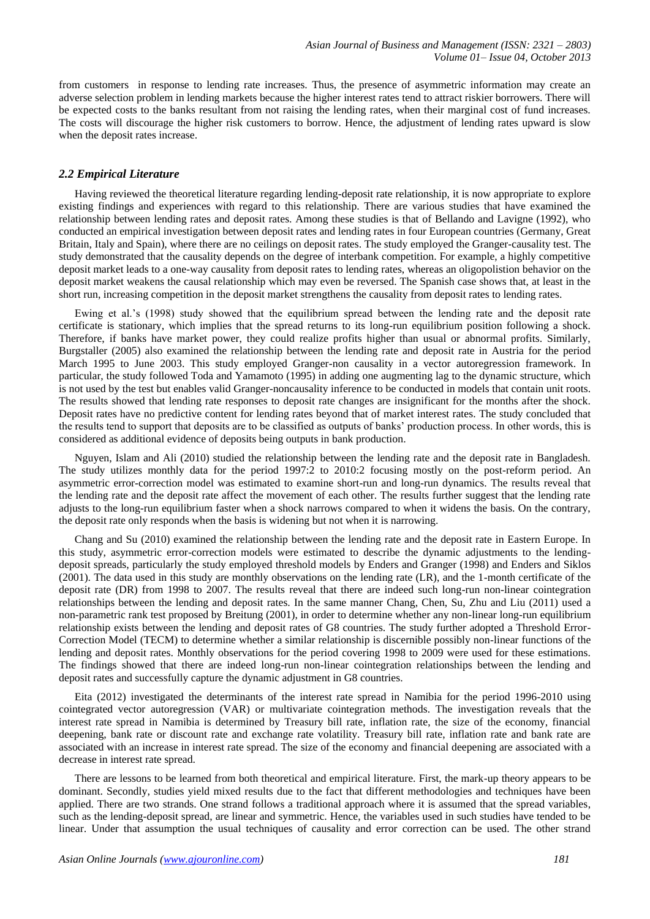from customers in response to lending rate increases. Thus, the presence of asymmetric information may create an adverse selection problem in lending markets because the higher interest rates tend to attract riskier borrowers. There will be expected costs to the banks resultant from not raising the lending rates, when their marginal cost of fund increases. The costs will discourage the higher risk customers to borrow. Hence, the adjustment of lending rates upward is slow when the deposit rates increase.

### *2.2 Empirical Literature*

Having reviewed the theoretical literature regarding lending-deposit rate relationship, it is now appropriate to explore existing findings and experiences with regard to this relationship. There are various studies that have examined the relationship between lending rates and deposit rates. Among these studies is that of Bellando and Lavigne (1992), who conducted an empirical investigation between deposit rates and lending rates in four European countries (Germany, Great Britain, Italy and Spain), where there are no ceilings on deposit rates. The study employed the Granger-causality test. The study demonstrated that the causality depends on the degree of interbank competition. For example, a highly competitive deposit market leads to a one-way causality from deposit rates to lending rates, whereas an oligopolistion behavior on the deposit market weakens the causal relationship which may even be reversed. The Spanish case shows that, at least in the short run, increasing competition in the deposit market strengthens the causality from deposit rates to lending rates.

Ewing et al.'s (1998) study showed that the equilibrium spread between the lending rate and the deposit rate certificate is stationary, which implies that the spread returns to its long-run equilibrium position following a shock. Therefore, if banks have market power, they could realize profits higher than usual or abnormal profits. Similarly, Burgstaller (2005) also examined the relationship between the lending rate and deposit rate in Austria for the period March 1995 to June 2003. This study employed Granger-non causality in a vector autoregression framework. In particular, the study followed Toda and Yamamoto (1995) in adding one augmenting lag to the dynamic structure, which is not used by the test but enables valid Granger-noncausality inference to be conducted in models that contain unit roots. The results showed that lending rate responses to deposit rate changes are insignificant for the months after the shock. Deposit rates have no predictive content for lending rates beyond that of market interest rates. The study concluded that the results tend to support that deposits are to be classified as outputs of banks' production process. In other words, this is considered as additional evidence of deposits being outputs in bank production.

Nguyen, Islam and Ali (2010) studied the relationship between the lending rate and the deposit rate in Bangladesh. The study utilizes monthly data for the period 1997:2 to 2010:2 focusing mostly on the post-reform period. An asymmetric error-correction model was estimated to examine short-run and long-run dynamics. The results reveal that the lending rate and the deposit rate affect the movement of each other. The results further suggest that the lending rate adjusts to the long-run equilibrium faster when a shock narrows compared to when it widens the basis. On the contrary, the deposit rate only responds when the basis is widening but not when it is narrowing.

Chang and Su (2010) examined the relationship between the lending rate and the deposit rate in Eastern Europe. In this study, asymmetric error-correction models were estimated to describe the dynamic adjustments to the lending-deposit spreads, particularly the study employed threshold models by Enders and Granger (1998) and Enders and Siklos (2001). The data used in this study are monthly observations on the lending rate (LR), and the 1-month certificate of the deposit rate (DR) from 1998 to 2007. The results reveal that there are indeed such long-run non-linear cointegration relationships between the lending and deposit rates. In the same manner Chang, Chen, Su, Zhu and Liu (2011) used a non-parametric rank test proposed by Breitung (2001), in order to determine whether any non-linear long-run equilibrium relationship exists between the lending and deposit rates of G8 countries. The study further adopted a Threshold Error-Correction Model (TECM) to determine whether a similar relationship is discernible possibly non-linear functions of the lending and deposit rates. Monthly observations for the period covering 1998 to 2009 were used for these estimations. The findings showed that there are indeed long-run non-linear cointegration relationships between the lending and deposit rates and successfully capture the dynamic adjustment in G8 countries.

Eita (2012) investigated the determinants of the interest rate spread in Namibia for the period 1996-2010 using cointegrated vector autoregression (VAR) or multivariate cointegration methods. The investigation reveals that the interest rate spread in Namibia is determined by Treasury bill rate, inflation rate, the size of the economy, financial deepening, bank rate or discount rate and exchange rate volatility. Treasury bill rate, inflation rate and bank rate are associated with an increase in interest rate spread. The size of the economy and financial deepening are associated with a decrease in interest rate spread.

There are lessons to be learned from both theoretical and empirical literature. First, the mark-up theory appears to be dominant. Secondly, studies yield mixed results due to the fact that different methodologies and techniques have been applied. There are two strands. One strand follows a traditional approach where it is assumed that the spread variables, such as the lending-deposit spread, are linear and symmetric. Hence, the variables used in such studies have tended to be linear. Under that assumption the usual techniques of causality and error correction can be used. The other strand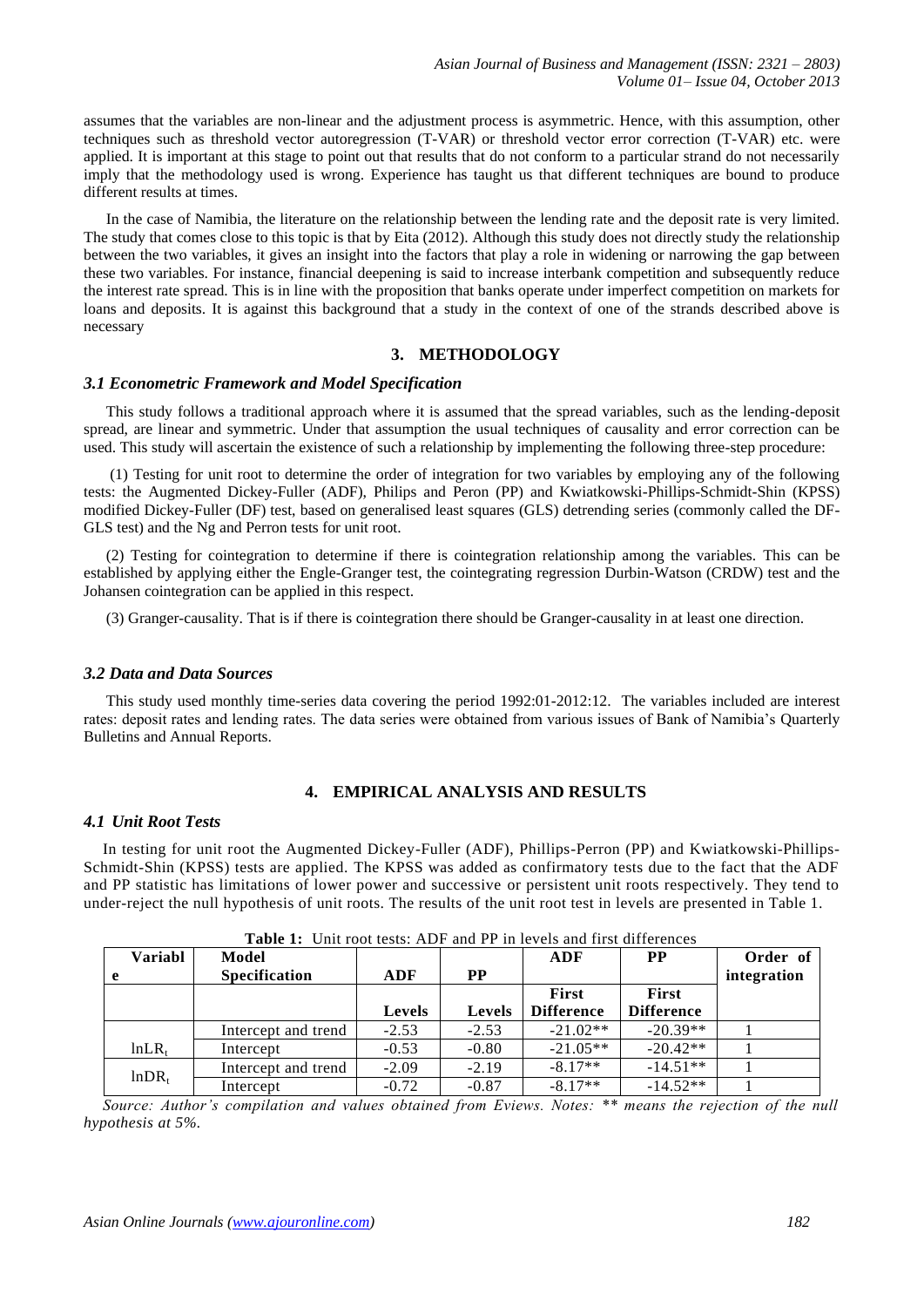assumes that the variables are non-linear and the adjustment process is asymmetric. Hence, with this assumption, other techniques such as threshold vector autoregression (T-VAR) or threshold vector error correction (T-VAR) etc. were applied. It is important at this stage to point out that results that do not conform to a particular strand do not necessarily imply that the methodology used is wrong. Experience has taught us that different techniques are bound to produce different results at times.

In the case of Namibia, the literature on the relationship between the lending rate and the deposit rate is very limited. The study that comes close to this topic is that by Eita (2012). Although this study does not directly study the relationship between the two variables, it gives an insight into the factors that play a role in widening or narrowing the gap between these two variables. For instance, financial deepening is said to increase interbank competition and subsequently reduce the interest rate spread. This is in line with the proposition that banks operate under imperfect competition on markets for loans and deposits. It is against this background that a study in the context of one of the strands described above is necessary

## 3. METHODOLOGY

### *3.1 Econometric Framework and Model Specification*

This study follows a traditional approach where it is assumed that the spread variables, such as the lending-deposit spread, are linear and symmetric. Under that assumption the usual techniques of causality and error correction can be used. This study will ascertain the existence of such a relationship by implementing the following three-step procedure:

(1) Testing for unit root to determine the order of integration for two variables by employing any of the following tests: the Augmented Dickey-Fuller (ADF), Philips and Peron (PP) and Kwiatkowski-Phillips-Schmidt-Shin (KPSS) modified Dickey-Fuller (DF) test, based on generalised least squares (GLS) detrending series (commonly called the DF-GLS test) and the Ng and Perron tests for unit root.

(2) Testing for cointegration to determine if there is cointegration relationship among the variables. This can be established by applying either the Engle-Granger test, the cointegrating regression Durbin-Watson (CRDW) test and the Johansen cointegration can be applied in this respect.

(3) Granger-causality. That is if there is cointegration there should be Granger-causality in at least one direction.

### *3.2 Data and Data Sources*

This study used monthly time-series data covering the period 1992:01-2012:12. The variables included are interest rates: deposit rates and lending rates. The data series were obtained from various issues of Bank of Namibia's Quarterly Bulletins and Annual Reports.

## 4. EMPIRICAL ANALYSIS AND RESULTS

### *4.1 Unit Root Tests*

In testing for unit root the Augmented Dickey-Fuller (ADF), Phillips-Perron (PP) and Kwiatkowski-Phillips-Schmidt-Shin (KPSS) tests are applied. The KPSS was added as confirmatory tests due to the fact that the ADF and PP statistic has limitations of lower power and successive or persistent unit roots respectively. They tend to under-reject the null hypothesis of unit roots. The results of the unit root test in levels are presented in Table 1.

**Table 1:** Unit root tests: ADF and PP in levels and first differences

| **Variable** | **Model Specification** | **ADF** | **PP** | **ADF** | **PP** | **Order of integration** |
|---|---|---|---|---|---|---|
| | | **Levels** | **Levels** | **First Difference** | **First Difference** | |
| $\ln LR_t$ | Intercept and trend | -2.53 | -2.53 | -21.02** | -20.39** | 1 |
| | Intercept | -0.53 | -0.80 | -21.05** | -20.42** | 1 |
| $\ln DR_t$ | Intercept and trend | -2.09 | -2.19 | -8.17** | -14.51** | 1 |
| | Intercept | -0.72 | -0.87 | -8.17** | -14.52** | 1 |

*Source: Author's compilation and values obtained from Eviews. Notes: ** means the rejection of the null hypothesis at 5%.*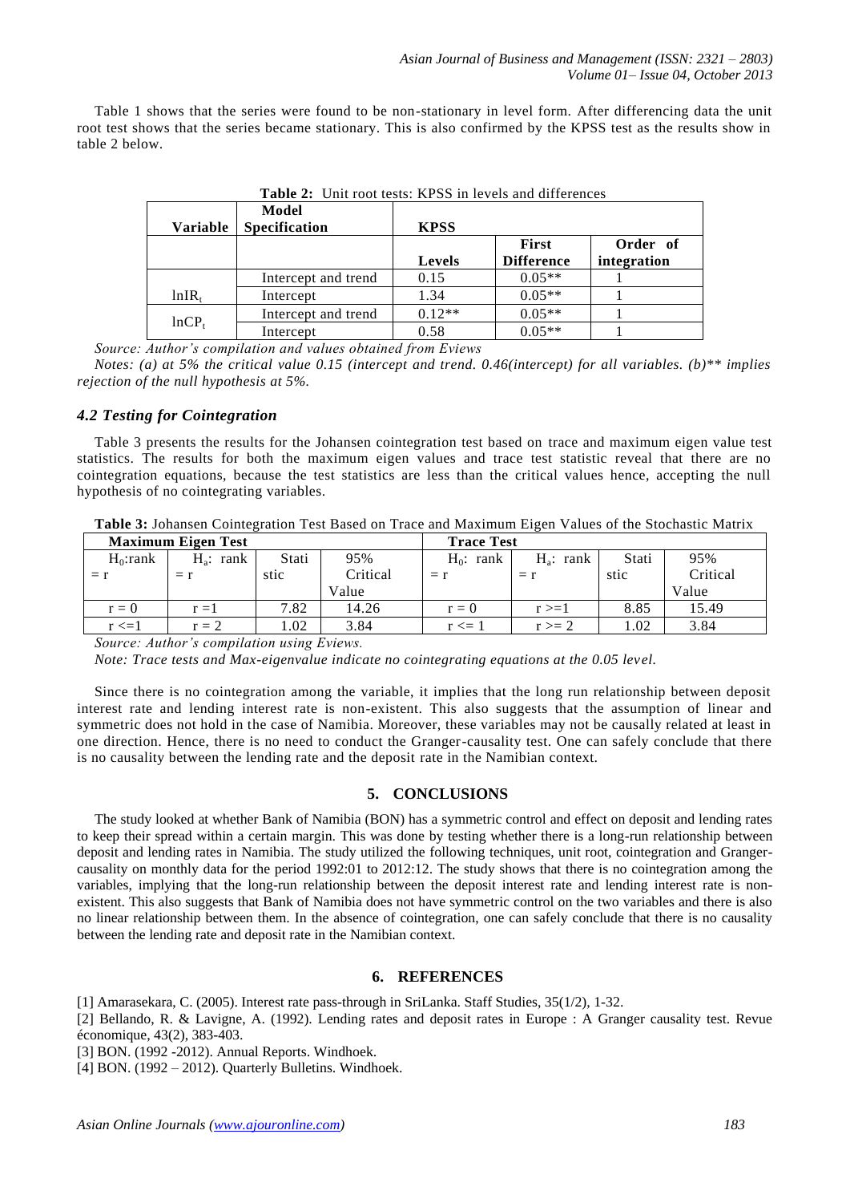Table 1 shows that the series were found to be non-stationary in level form. After differencing data the unit root test shows that the series became stationary. This is also confirmed by the KPSS test as the results show in table 2 below.

**Table 2:** Unit root tests: KPSS in levels and differences

| Variable | Model Specification | KPSS | | |
|---|---|---|---|---|
| | | Levels | First Difference | Order of integration |
| $lnIR_t$ | Intercept and trend | 0.15 | 0.05** | 1 |
| | Intercept | 1.34 | 0.05** | 1 |
| $lnCP_t$ | Intercept and trend | 0.12** | 0.05** | 1 |
| | Intercept | 0.58 | 0.05** | 1 |

*Source: Author's compilation and values obtained from Eviews*

*Notes: (a) at 5% the critical value 0.15 (intercept and trend. 0.46(intercept) for all variables. (b)** implies rejection of the null hypothesis at 5%.*

### *4.2 Testing for Cointegration*

Table 3 presents the results for the Johansen cointegration test based on trace and maximum eigen value test statistics. The results for both the maximum eigen values and trace test statistic reveal that there are no cointegration equations, because the test statistics are less than the critical values hence, accepting the null hypothesis of no cointegrating variables.

**Table 3:** Johansen Cointegration Test Based on Trace and Maximum Eigen Values of the Stochastic Matrix

| Maximum Eigen Test | | | | Trace Test | | | |
|---|---|---|---|---|---|---|---|
| $H_0$:rank = r | $H_a$: rank = r | Statistic | 95% Critical Value | $H_0$: rank = r | $H_a$: rank = r | Statistic | 95% Critical Value |
| r = 0 | r =1 | 7.82 | 14.26 | r = 0 | r >=1 | 8.85 | 15.49 |
| r <=1 | r = 2 | 1.02 | 3.84 | r <= 1 | r >= 2 | 1.02 | 3.84 |

*Source: Author's compilation using Eviews.*

*Note: Trace tests and Max-eigenvalue indicate no cointegrating equations at the 0.05 level.*

Since there is no cointegration among the variable, it implies that the long run relationship between deposit interest rate and lending interest rate is non-existent. This also suggests that the assumption of linear and symmetric does not hold in the case of Namibia. Moreover, these variables may not be causally related at least in one direction. Hence, there is no need to conduct the Granger-causality test. One can safely conclude that there is no causality between the lending rate and the deposit rate in the Namibian context.

## 5. CONCLUSIONS

The study looked at whether Bank of Namibia (BON) has a symmetric control and effect on deposit and lending rates to keep their spread within a certain margin. This was done by testing whether there is a long-run relationship between deposit and lending rates in Namibia. The study utilized the following techniques, unit root, cointegration and Granger-causality on monthly data for the period 1992:01 to 2012:12. The study shows that there is no cointegration among the variables, implying that the long-run relationship between the deposit interest rate and lending interest rate is non-existent. This also suggests that Bank of Namibia does not have symmetric control on the two variables and there is also no linear relationship between them. In the absence of cointegration, one can safely conclude that there is no causality between the lending rate and deposit rate in the Namibian context.

## 6. REFERENCES

[1] Amarasekara, C. (2005). Interest rate pass-through in SriLanka. Staff Studies, 35(1/2), 1-32.

[2] Bellando, R. & Lavigne, A. (1992). Lending rates and deposit rates in Europe : A Granger causality test. Revue économique, 43(2), 383-403.

[3] BON. (1992 -2012). Annual Reports. Windhoek.

[4] BON. (1992 – 2012). Quarterly Bulletins. Windhoek.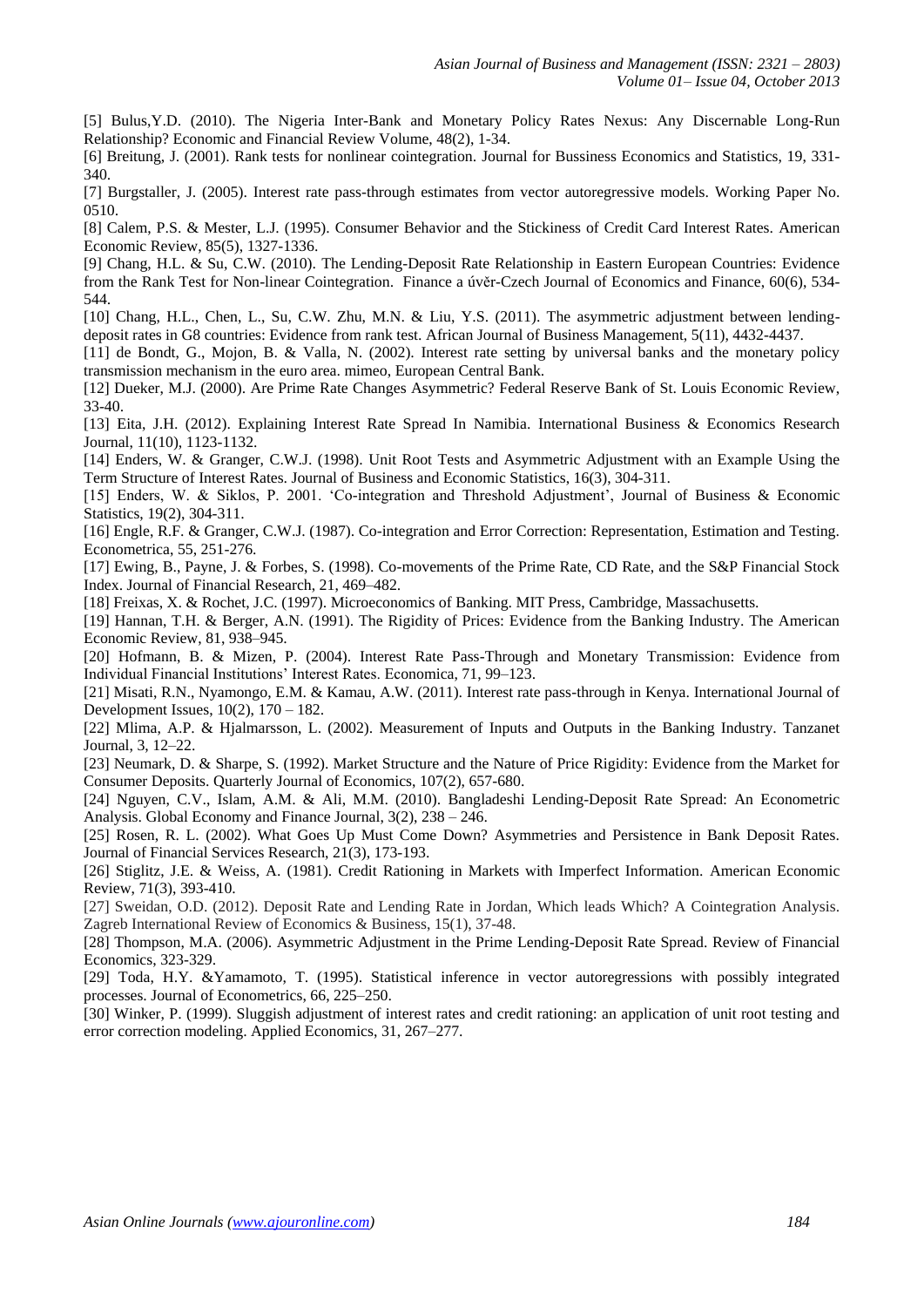[5] Bulus,Y.D. (2010). The Nigeria Inter-Bank and Monetary Policy Rates Nexus: Any Discernable Long-Run Relationship? Economic and Financial Review Volume, 48(2), 1-34.

[6] Breitung, J. (2001). Rank tests for nonlinear cointegration. Journal for Bussiness Economics and Statistics, 19, 331-340.

[7] Burgstaller, J. (2005). Interest rate pass-through estimates from vector autoregressive models. Working Paper No. 0510.

[8] Calem, P.S. & Mester, L.J. (1995). Consumer Behavior and the Stickiness of Credit Card Interest Rates. American Economic Review, 85(5), 1327-1336.

[9] Chang, H.L. & Su, C.W. (2010). The Lending-Deposit Rate Relationship in Eastern European Countries: Evidence from the Rank Test for Non-linear Cointegration. Finance a úvěr-Czech Journal of Economics and Finance, 60(6), 534-544.

[10] Chang, H.L., Chen, L., Su, C.W. Zhu, M.N. & Liu, Y.S. (2011). The asymmetric adjustment between lending-deposit rates in G8 countries: Evidence from rank test. African Journal of Business Management, 5(11), 4432-4437.

[11] de Bondt, G., Mojon, B. & Valla, N. (2002). Interest rate setting by universal banks and the monetary policy transmission mechanism in the euro area. mimeo, European Central Bank.

[12] Dueker, M.J. (2000). Are Prime Rate Changes Asymmetric? Federal Reserve Bank of St. Louis Economic Review, 33-40.

[13] Eita, J.H. (2012). Explaining Interest Rate Spread In Namibia. International Business & Economics Research Journal, 11(10), 1123-1132.

[14] Enders, W. & Granger, C.W.J. (1998). Unit Root Tests and Asymmetric Adjustment with an Example Using the Term Structure of Interest Rates. Journal of Business and Economic Statistics, 16(3), 304-311.

[15] Enders, W. & Siklos, P. 2001. 'Co-integration and Threshold Adjustment', Journal of Business & Economic Statistics, 19(2), 304-311.

[16] Engle, R.F. & Granger, C.W.J. (1987). Co-integration and Error Correction: Representation, Estimation and Testing. Econometrica, 55, 251-276.

[17] Ewing, B., Payne, J. & Forbes, S. (1998). Co-movements of the Prime Rate, CD Rate, and the S&P Financial Stock Index. Journal of Financial Research, 21, 469–482.

[18] Freixas, X. & Rochet, J.C. (1997). Microeconomics of Banking. MIT Press, Cambridge, Massachusetts.

[19] Hannan, T.H. & Berger, A.N. (1991). The Rigidity of Prices: Evidence from the Banking Industry. The American Economic Review, 81, 938–945.

[20] Hofmann, B. & Mizen, P. (2004). Interest Rate Pass-Through and Monetary Transmission: Evidence from Individual Financial Institutions' Interest Rates. Economica, 71, 99–123.

[21] Misati, R.N., Nyamongo, E.M. & Kamau, A.W. (2011). Interest rate pass-through in Kenya. International Journal of Development Issues, 10(2), 170 – 182.

[22] Mlima, A.P. & Hjalmarsson, L. (2002). Measurement of Inputs and Outputs in the Banking Industry. Tanzanet Journal, 3, 12–22.

[23] Neumark, D. & Sharpe, S. (1992). Market Structure and the Nature of Price Rigidity: Evidence from the Market for Consumer Deposits. Quarterly Journal of Economics, 107(2), 657-680.

[24] Nguyen, C.V., Islam, A.M. & Ali, M.M. (2010). Bangladeshi Lending-Deposit Rate Spread: An Econometric Analysis. Global Economy and Finance Journal, 3(2), 238 – 246.

[25] Rosen, R. L. (2002). What Goes Up Must Come Down? Asymmetries and Persistence in Bank Deposit Rates. Journal of Financial Services Research, 21(3), 173-193.

[26] Stiglitz, J.E. & Weiss, A. (1981). Credit Rationing in Markets with Imperfect Information. American Economic Review, 71(3), 393-410.

[27] Sweidan, O.D. (2012). Deposit Rate and Lending Rate in Jordan, Which leads Which? A Cointegration Analysis. Zagreb International Review of Economics & Business, 15(1), 37-48.

[28] Thompson, M.A. (2006). Asymmetric Adjustment in the Prime Lending-Deposit Rate Spread. Review of Financial Economics, 323-329.

[29] Toda, H.Y. &Yamamoto, T. (1995). Statistical inference in vector autoregressions with possibly integrated processes. Journal of Econometrics, 66, 225–250.

[30] Winker, P. (1999). Sluggish adjustment of interest rates and credit rationing: an application of unit root testing and error correction modeling. Applied Economics, 31, 267–277.